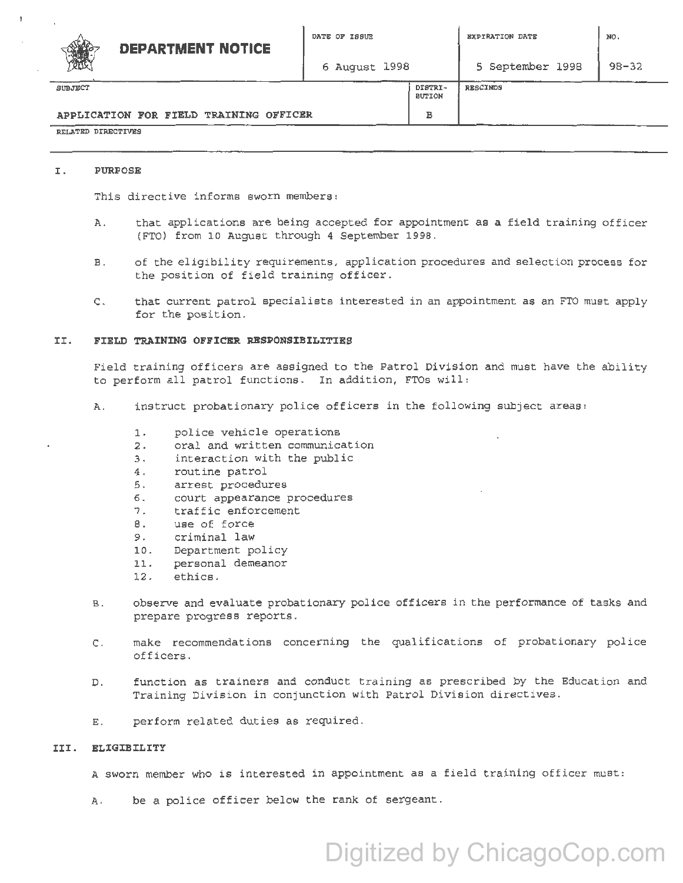# DEPARTMENT NOTICE

| DATE OF ISSUE | EXPIRATION DATE | NO. |
|---|---|---|
| 6 August 1998 | 5 September 1998 | 98-32 |

| SUBJECT | DISTRIBUTION | RESCINDS |
|---|---|---|
| APPLICATION FOR FIELD TRAINING OFFICER | B | |

RELATED DIRECTIVES

## I. PURPOSE

This directive informs sworn members:

A. that applications are being accepted for appointment as a field training officer (FTO) from 10 August through 4 September 1998.

B. of the eligibility requirements, application procedures and selection process for the position of field training officer.

C. that current patrol specialists interested in an appointment as an FTO must apply for the position.

## II. FIELD TRAINING OFFICER RESPONSIBILITIES

Field training officers are assigned to the Patrol Division and must have the ability to perform all patrol functions. In addition, FTOs will:

A. instruct probationary police officers in the following subject areas:

1. police vehicle operations
2. oral and written communication
3. interaction with the public
4. routine patrol
5. arrest procedures
6. court appearance procedures
7. traffic enforcement
8. use of force
9. criminal law
10. Department policy
11. personal demeanor
12. ethics.

B. observe and evaluate probationary police officers in the performance of tasks and prepare progress reports.

C. make recommendations concerning the qualifications of probationary police officers.

D. function as trainers and conduct training as prescribed by the Education and Training Division in conjunction with Patrol Division directives.

E. perform related duties as required.

## III. ELIGIBILITY

A sworn member who is interested in appointment as a field training officer must:

A. be a police officer below the rank of sergeant.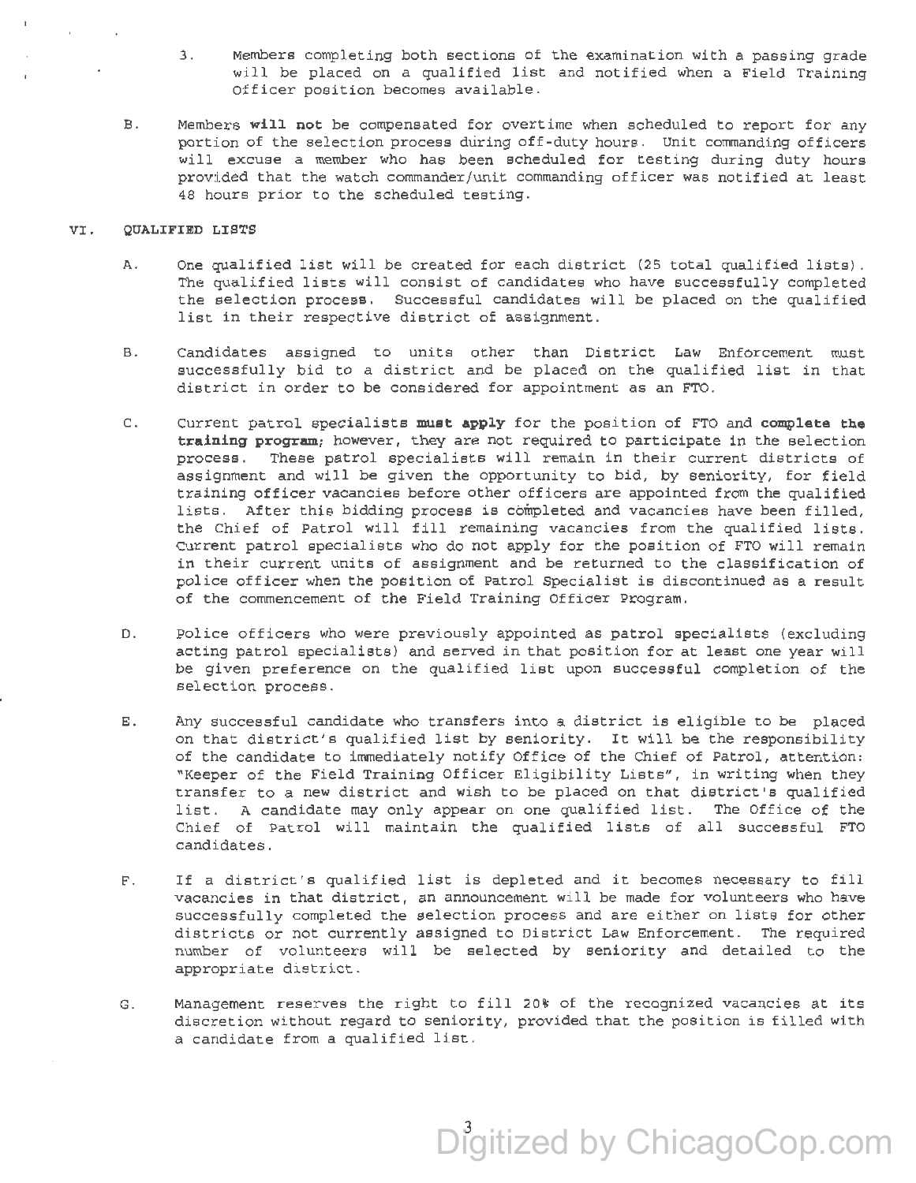3. Members completing both sections of the examination with a passing grade will be placed on a qualified list and notified when a Field Training Officer position becomes available.

B. Members **will not** be compensated for overtime when scheduled to report for any portion of the selection process during off-duty hours. Unit commanding officers will excuse a member who has been scheduled for testing during duty hours provided that the watch commander/unit commanding officer was notified at least 48 hours prior to the scheduled testing.

## VI. QUALIFIED LISTS

A. One qualified list will be created for each district (25 total qualified lists). The qualified lists will consist of candidates who have successfully completed the selection process. Successful candidates will be placed on the qualified list in their respective district of assignment.

B. Candidates assigned to units other than District Law Enforcement must successfully bid to a district and be placed on the qualified list in that district in order to be considered for appointment as an FTO.

C. Current patrol specialists **must apply** for the position of FTO and **complete the training program**; however, they are not required to participate in the selection process. These patrol specialists will remain in their current districts of assignment and will be given the opportunity to bid, by seniority, for field training officer vacancies before other officers are appointed from the qualified lists. After this bidding process is completed and vacancies have been filled, the Chief of Patrol will fill remaining vacancies from the qualified lists. Current patrol specialists who do not apply for the position of FTO will remain in their current units of assignment and be returned to the classification of police officer when the position of Patrol Specialist is discontinued as a result of the commencement of the Field Training Officer Program.

D. Police officers who were previously appointed as patrol specialists (excluding acting patrol specialists) and served in that position for at least one year will be given preference on the qualified list upon successful completion of the selection process.

E. Any successful candidate who transfers into a district is eligible to be placed on that district's qualified list by seniority. It will be the responsibility of the candidate to immediately notify Office of the Chief of Patrol, attention: "Keeper of the Field Training Officer Eligibility Lists", in writing when they transfer to a new district and wish to be placed on that district's qualified list. A candidate may only appear on one qualified list. The Office of the Chief of Patrol will maintain the qualified lists of all successful FTO candidates.

F. If a district's qualified list is depleted and it becomes necessary to fill vacancies in that district, an announcement will be made for volunteers who have successfully completed the selection process and are either on lists for other districts or not currently assigned to District Law Enforcement. The required number of volunteers will be selected by seniority and detailed to the appropriate district.

G. Management reserves the right to fill 20% of the recognized vacancies at its discretion without regard to seniority, provided that the position is filled with a candidate from a qualified list.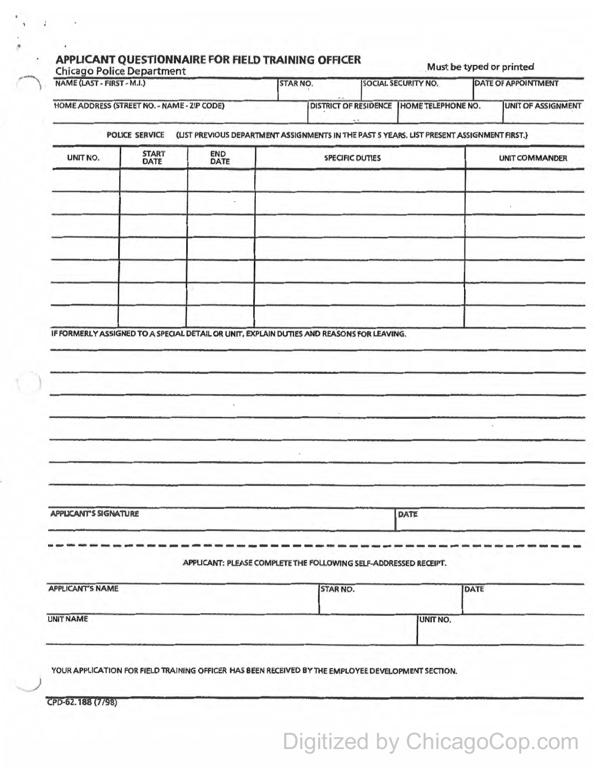# APPLICANT QUESTIONNAIRE FOR FIELD TRAINING OFFICER

Chicago Police Department

Must be typed or printed

| NAME (LAST - FIRST - M.I.) | STAR NO. | SOCIAL SECURITY NO. | DATE OF APPOINTMENT |
|---|---|---|---|
| | | | |

| HOME ADDRESS (STREET NO. - NAME - ZIP CODE) | DISTRICT OF RESIDENCE | HOME TELEPHONE NO. | UNIT OF ASSIGNMENT |
|---|---|---|---|
| | | | |

POLICE SERVICE (LIST PREVIOUS DEPARTMENT ASSIGNMENTS IN THE PAST 5 YEARS. LIST PRESENT ASSIGNMENT FIRST.)

| UNIT NO. | START DATE | END DATE | SPECIFIC DUTIES | UNIT COMMANDER |
|---|---|---|---|---|
| | | | | |
| | | | | |
| | | | | |
| | | | | |
| | | | | |
| | | | | |
| | | | | |

IF FORMERLY ASSIGNED TO A SPECIAL DETAIL OR UNIT, EXPLAIN DUTIES AND REASONS FOR LEAVING.

| APPLICANT'S SIGNATURE | DATE |
|---|---|
| | |

---

APPLICANT: PLEASE COMPLETE THE FOLLOWING SELF-ADDRESSED RECEIPT.

| APPLICANT'S NAME | STAR NO. | DATE |
|---|---|---|
| | | |

| UNIT NAME | UNIT NO. |
|---|---|
| | |

YOUR APPLICATION FOR FIELD TRAINING OFFICER HAS BEEN RECEIVED BY THE EMPLOYEE DEVELOPMENT SECTION.

CPD-62.188 (7/98)